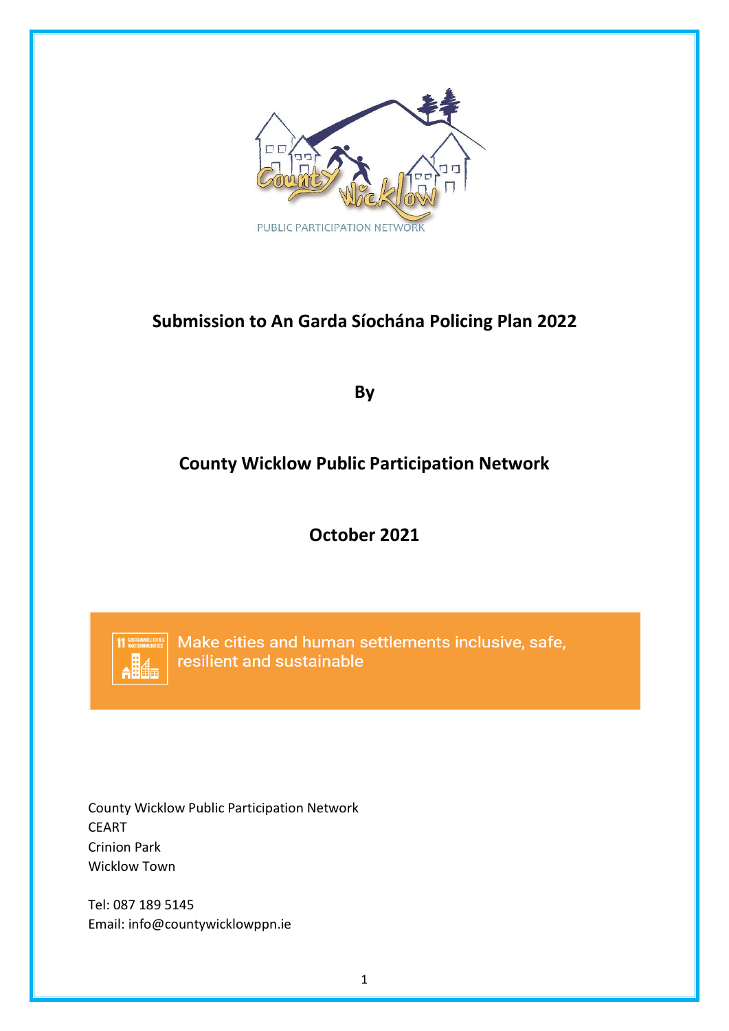# Submission to An Garda Síochána Policing Plan 2022

**By**

## County Wicklow Public Participation Network

**October 2021**

Make cities and human settlements inclusive, safe, resilient and sustainable

County Wicklow Public Participation Network
CEART
Crinion Park
Wicklow Town

Tel: 087 189 5145
Email: info@countywicklowppn.ie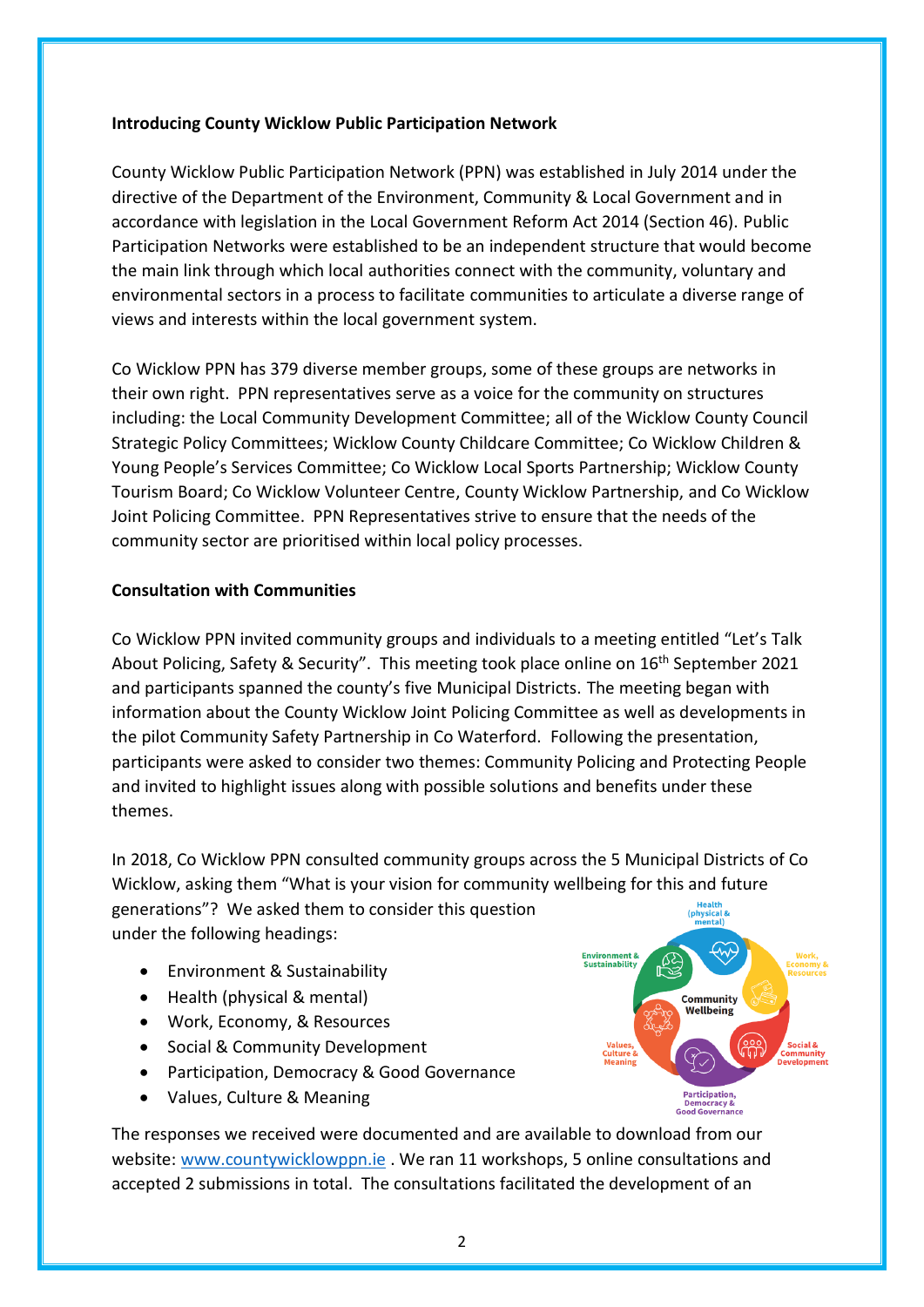**Introducing County Wicklow Public Participation Network**

County Wicklow Public Participation Network (PPN) was established in July 2014 under the directive of the Department of the Environment, Community & Local Government and in accordance with legislation in the Local Government Reform Act 2014 (Section 46). Public Participation Networks were established to be an independent structure that would become the main link through which local authorities connect with the community, voluntary and environmental sectors in a process to facilitate communities to articulate a diverse range of views and interests within the local government system.

Co Wicklow PPN has 379 diverse member groups, some of these groups are networks in their own right. PPN representatives serve as a voice for the community on structures including: the Local Community Development Committee; all of the Wicklow County Council Strategic Policy Committees; Wicklow County Childcare Committee; Co Wicklow Children & Young People's Services Committee; Co Wicklow Local Sports Partnership; Wicklow County Tourism Board; Co Wicklow Volunteer Centre, County Wicklow Partnership, and Co Wicklow Joint Policing Committee. PPN Representatives strive to ensure that the needs of the community sector are prioritised within local policy processes.

**Consultation with Communities**

Co Wicklow PPN invited community groups and individuals to a meeting entitled "Let's Talk About Policing, Safety & Security". This meeting took place online on 16th September 2021 and participants spanned the county's five Municipal Districts. The meeting began with information about the County Wicklow Joint Policing Committee as well as developments in the pilot Community Safety Partnership in Co Waterford. Following the presentation, participants were asked to consider two themes: Community Policing and Protecting People and invited to highlight issues along with possible solutions and benefits under these themes.

In 2018, Co Wicklow PPN consulted community groups across the 5 Municipal Districts of Co Wicklow, asking them "What is your vision for community wellbeing for this and future generations"? We asked them to consider this question under the following headings:

- Environment & Sustainability
- Health (physical & mental)
- Work, Economy, & Resources
- Social & Community Development
- Participation, Democracy & Good Governance
- Values, Culture & Meaning

The responses we received were documented and are available to download from our website: [www.countywicklowppn.ie](http://www.countywicklowppn.ie) . We ran 11 workshops, 5 online consultations and accepted 2 submissions in total. The consultations facilitated the development of an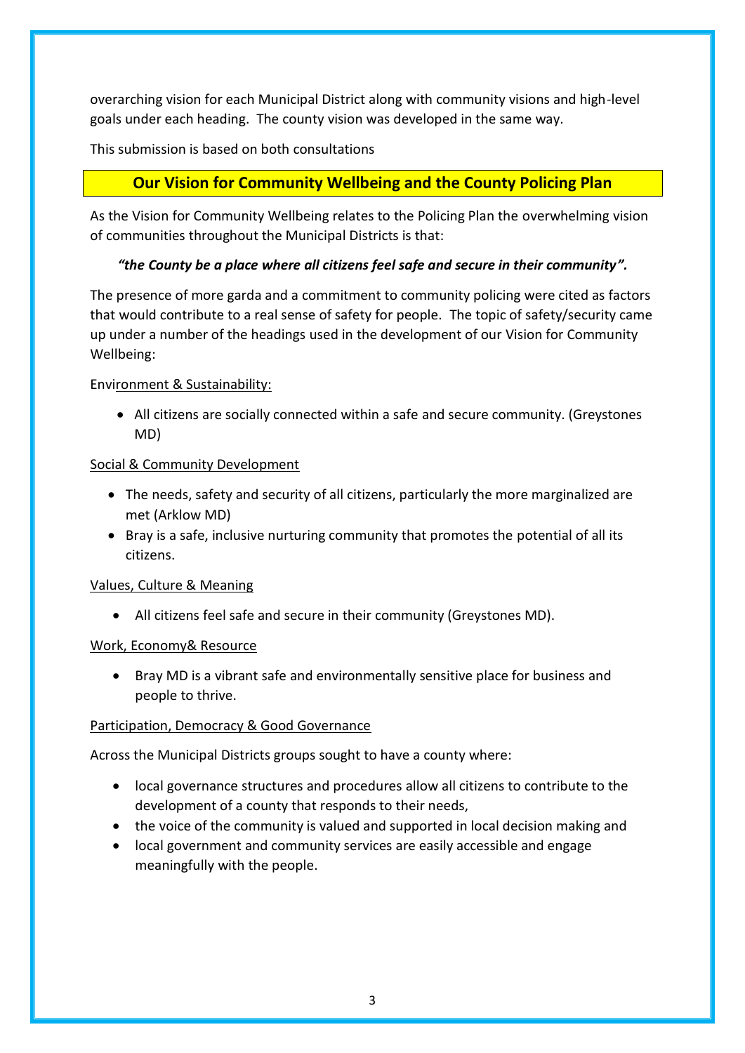overarching vision for each Municipal District along with community visions and high-level goals under each heading. The county vision was developed in the same way.

This submission is based on both consultations

## Our Vision for Community Wellbeing and the County Policing Plan

As the Vision for Community Wellbeing relates to the Policing Plan the overwhelming vision of communities throughout the Municipal Districts is that:

***"the County be a place where all citizens feel safe and secure in their community".***

The presence of more garda and a commitment to community policing were cited as factors that would contribute to a real sense of safety for people. The topic of safety/security came up under a number of the headings used in the development of our Vision for Community Wellbeing:

Environment & Sustainability:

- All citizens are socially connected within a safe and secure community. (Greystones MD)

Social & Community Development

- The needs, safety and security of all citizens, particularly the more marginalized are met (Arklow MD)
- Bray is a safe, inclusive nurturing community that promotes the potential of all its citizens.

Values, Culture & Meaning

- All citizens feel safe and secure in their community (Greystones MD).

Work, Economy& Resource

- Bray MD is a vibrant safe and environmentally sensitive place for business and people to thrive.

Participation, Democracy & Good Governance

Across the Municipal Districts groups sought to have a county where:

- local governance structures and procedures allow all citizens to contribute to the development of a county that responds to their needs,
- the voice of the community is valued and supported in local decision making and
- local government and community services are easily accessible and engage meaningfully with the people.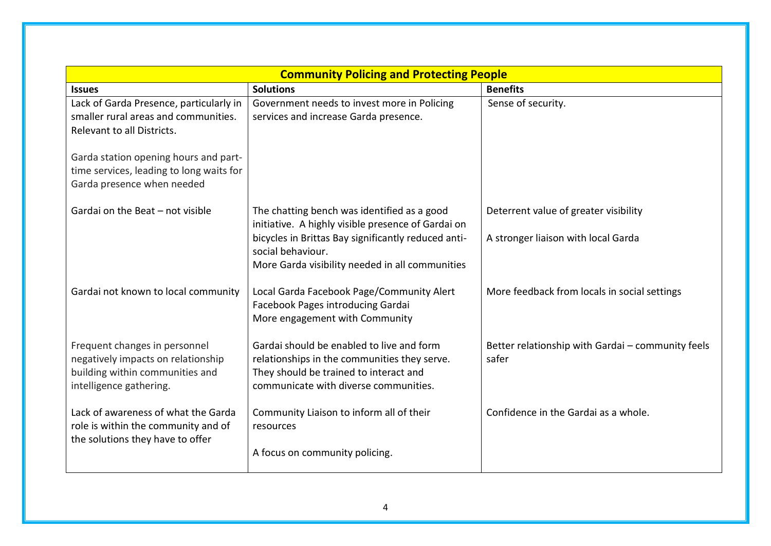| Community Policing and Protecting People | | |
|---|---|---|
| **Issues** | **Solutions** | **Benefits** |
| Lack of Garda Presence, particularly in smaller rural areas and communities. Relevant to all Districts.<br><br>Garda station opening hours and part-time services, leading to long waits for Garda presence when needed | Government needs to invest more in Policing services and increase Garda presence. | Sense of security. |
| Gardai on the Beat – not visible | The chatting bench was identified as a good initiative. A highly visible presence of Gardai on bicycles in Brittas Bay significantly reduced anti-social behaviour.<br>More Garda visibility needed in all communities | Deterrent value of greater visibility<br><br>A stronger liaison with local Garda |
| Gardai not known to local community | Local Garda Facebook Page/Community Alert Facebook Pages introducing Gardai<br>More engagement with Community | More feedback from locals in social settings |
| Frequent changes in personnel negatively impacts on relationship building within communities and intelligence gathering. | Gardai should be enabled to live and form relationships in the communities they serve. They should be trained to interact and communicate with diverse communities. | Better relationship with Gardai – community feels safer |
| Lack of awareness of what the Garda role is within the community and of the solutions they have to offer | Community Liaison to inform all of their resources<br><br>A focus on community policing. | Confidence in the Gardai as a whole. |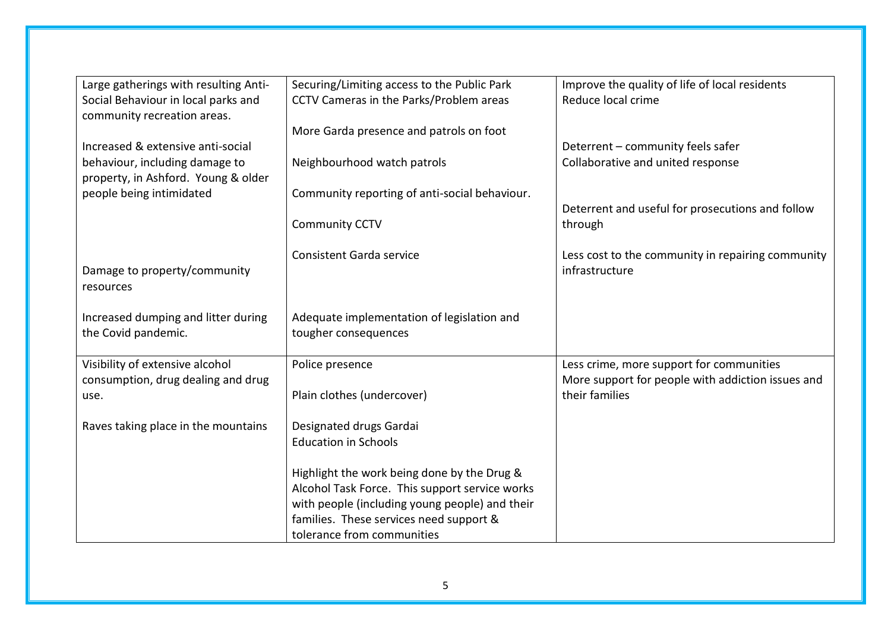| | | |
|---|---|---|
| Large gatherings with resulting Anti-Social Behaviour in local parks and community recreation areas.<br><br>Increased & extensive anti-social behaviour, including damage to property, in Ashford. Young & older people being intimidated<br><br>Damage to property/community resources<br><br>Increased dumping and litter during the Covid pandemic. | Securing/Limiting access to the Public Park<br>CCTV Cameras in the Parks/Problem areas<br><br>More Garda presence and patrols on foot<br><br>Neighbourhood watch patrols<br><br>Community reporting of anti-social behaviour.<br><br>Community CCTV<br><br>Consistent Garda service<br><br>Adequate implementation of legislation and tougher consequences | Improve the quality of life of local residents<br>Reduce local crime<br><br>Deterrent – community feels safer<br>Collaborative and united response<br><br>Deterrent and useful for prosecutions and follow through<br><br>Less cost to the community in repairing community infrastructure |
| Visibility of extensive alcohol consumption, drug dealing and drug use.<br><br>Raves taking place in the mountains | Police presence<br><br>Plain clothes (undercover)<br><br>Designated drugs Gardai<br>Education in Schools<br><br>Highlight the work being done by the Drug & Alcohol Task Force. This support service works with people (including young people) and their families. These services need support & tolerance from communities | Less crime, more support for communities<br>More support for people with addiction issues and their families |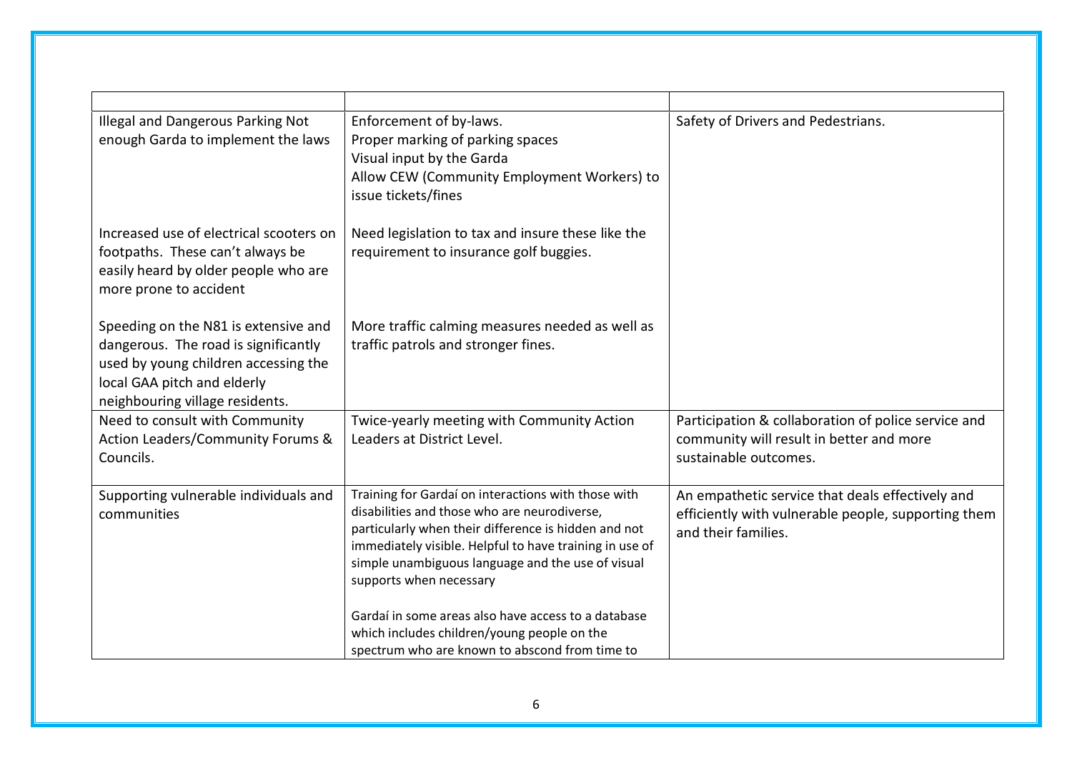| | | |
|---|---|---|
| Illegal and Dangerous Parking Not enough Garda to implement the laws | Enforcement of by-laws.<br>Proper marking of parking spaces<br>Visual input by the Garda<br>Allow CEW (Community Employment Workers) to issue tickets/fines | Safety of Drivers and Pedestrians. |
| Increased use of electrical scooters on footpaths. These can't always be easily heard by older people who are more prone to accident | Need legislation to tax and insure these like the requirement to insurance golf buggies. | |
| Speeding on the N81 is extensive and dangerous. The road is significantly used by young children accessing the local GAA pitch and elderly neighbouring village residents. | More traffic calming measures needed as well as traffic patrols and stronger fines. | |
| Need to consult with Community Action Leaders/Community Forums & Councils. | Twice-yearly meeting with Community Action Leaders at District Level. | Participation & collaboration of police service and community will result in better and more sustainable outcomes. |
| Supporting vulnerable individuals and communities | Training for Gardaí on interactions with those with disabilities and those who are neurodiverse, particularly when their difference is hidden and not immediately visible. Helpful to have training in use of simple unambiguous language and the use of visual supports when necessary<br><br>Gardaí in some areas also have access to a database which includes children/young people on the spectrum who are known to abscond from time to | An empathetic service that deals effectively and efficiently with vulnerable people, supporting them and their families. |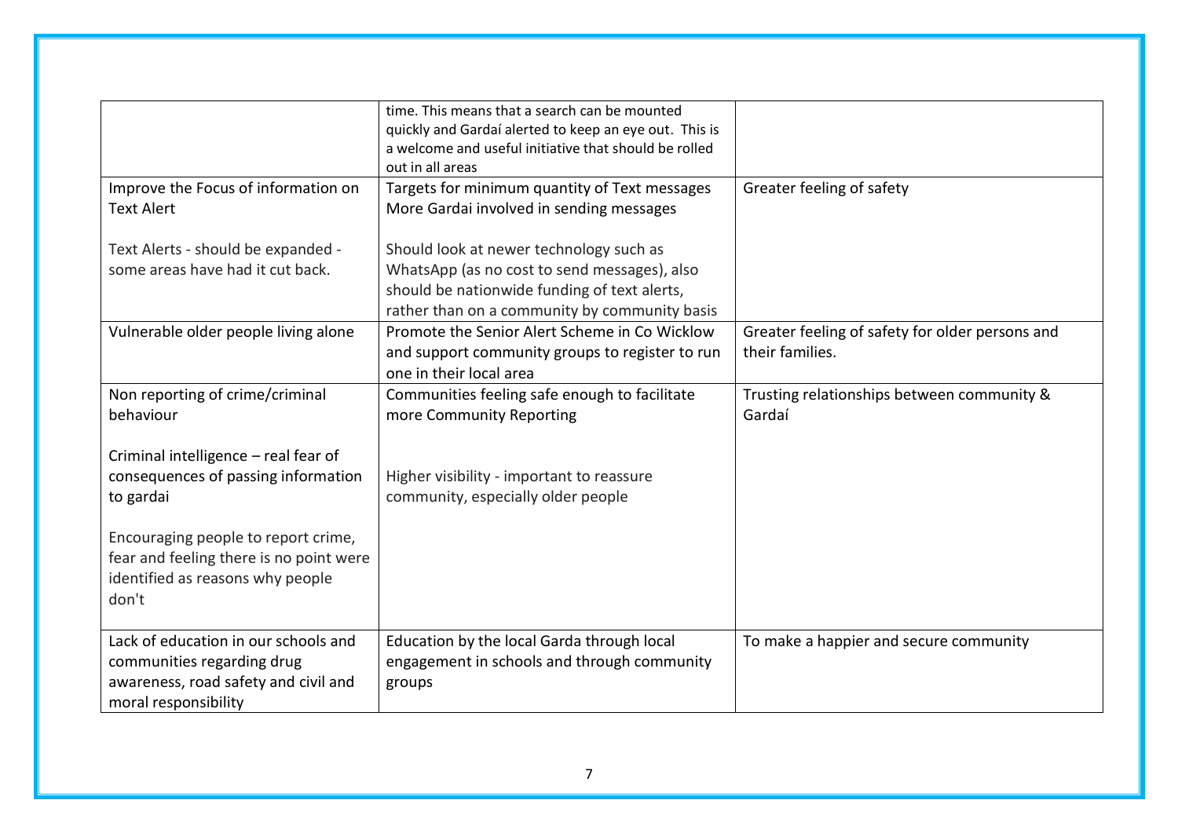| | | |
|---|---|---|
| | time. This means that a search can be mounted quickly and Gardaí alerted to keep an eye out. This is a welcome and useful initiative that should be rolled out in all areas | |
| Improve the Focus of information on Text Alert<br><br>Text Alerts - should be expanded - some areas have had it cut back. | Targets for minimum quantity of Text messages More Gardai involved in sending messages<br><br>Should look at newer technology such as WhatsApp (as no cost to send messages), also should be nationwide funding of text alerts, rather than on a community by community basis | Greater feeling of safety |
| Vulnerable older people living alone | Promote the Senior Alert Scheme in Co Wicklow and support community groups to register to run one in their local area | Greater feeling of safety for older persons and their families. |
| Non reporting of crime/criminal behaviour<br><br>Criminal intelligence – real fear of consequences of passing information to gardai<br><br>Encouraging people to report crime, fear and feeling there is no point were identified as reasons why people don't | Communities feeling safe enough to facilitate more Community Reporting<br><br>Higher visibility - important to reassure community, especially older people | Trusting relationships between community & Gardaí |
| Lack of education in our schools and communities regarding drug awareness, road safety and civil and moral responsibility | Education by the local Garda through local engagement in schools and through community groups | To make a happier and secure community |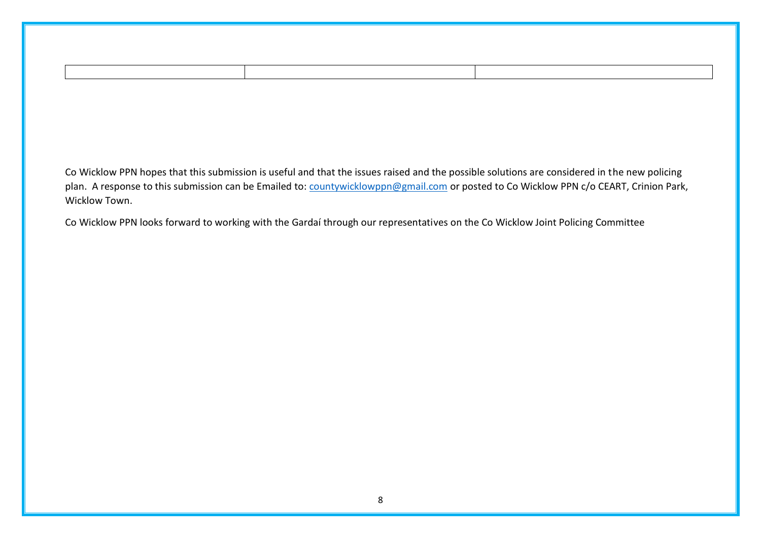| | | |
|---|---|---|
| | | |

Co Wicklow PPN hopes that this submission is useful and that the issues raised and the possible solutions are considered in the new policing plan. A response to this submission can be Emailed to: countywicklowppn@gmail.com or posted to Co Wicklow PPN c/o CEART, Crinion Park, Wicklow Town.

Co Wicklow PPN looks forward to working with the Gardaí through our representatives on the Co Wicklow Joint Policing Committee